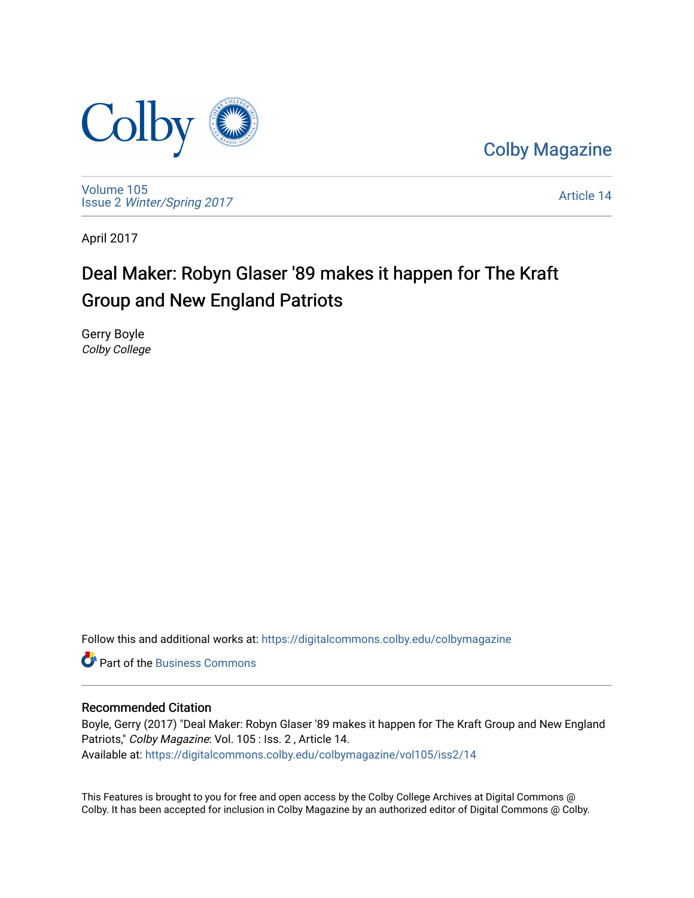Colby Magazine

Volume 105
Issue 2 *Winter/Spring 2017*

Article 14

April 2017

# Deal Maker: Robyn Glaser '89 makes it happen for The Kraft Group and New England Patriots

Gerry Boyle
*Colby College*

Follow this and additional works at: https://digitalcommons.colby.edu/colbymagazine

Part of the Business Commons

## Recommended Citation

Boyle, Gerry (2017) "Deal Maker: Robyn Glaser '89 makes it happen for The Kraft Group and New England Patriots," *Colby Magazine*: Vol. 105 : Iss. 2 , Article 14.
Available at: https://digitalcommons.colby.edu/colbymagazine/vol105/iss2/14

This Features is brought to you for free and open access by the Colby College Archives at Digital Commons @ Colby. It has been accepted for inclusion in Colby Magazine by an authorized editor of Digital Commons @ Colby.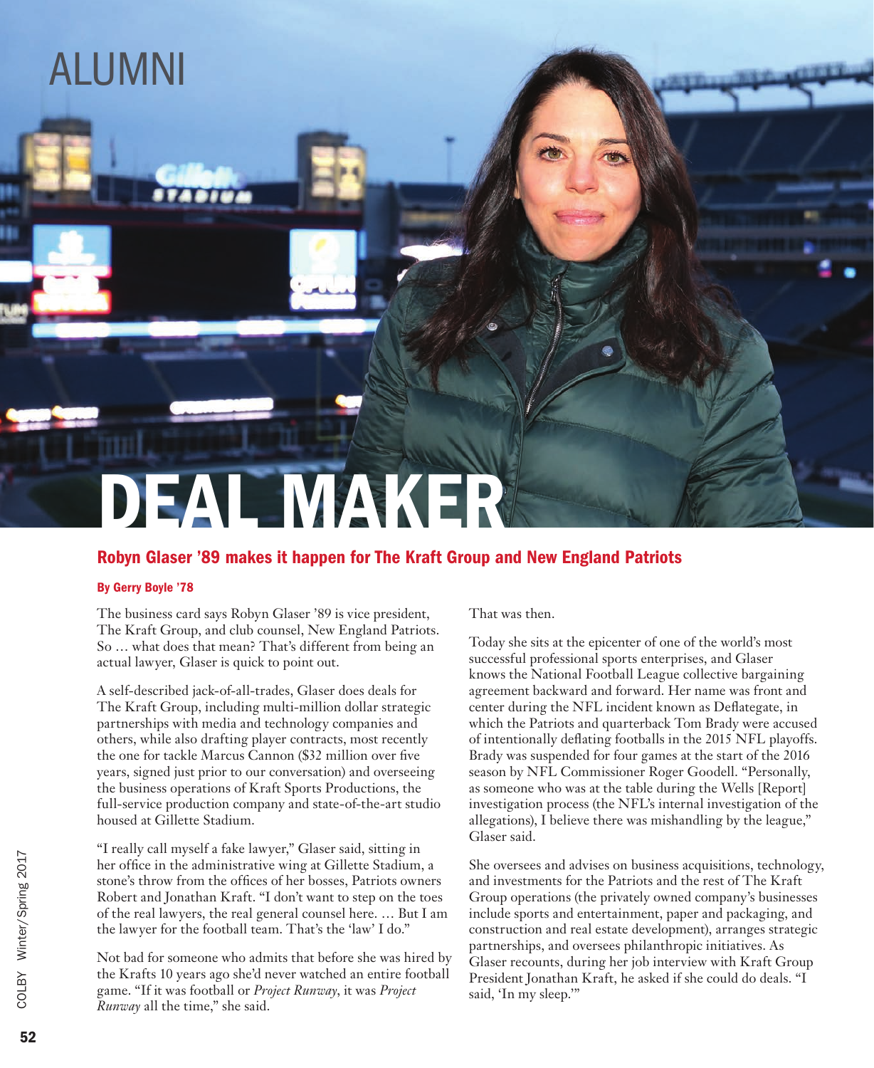ALUMNI

# DEAL MAKER

## Robyn Glaser '89 makes it happen for The Kraft Group and New England Patriots

**By Gerry Boyle '78**

The business card says Robyn Glaser '89 is vice president, The Kraft Group, and club counsel, New England Patriots. So … what does that mean? That's different from being an actual lawyer, Glaser is quick to point out.

A self-described jack-of-all-trades, Glaser does deals for The Kraft Group, including multi-million dollar strategic partnerships with media and technology companies and others, while also drafting player contracts, most recently the one for tackle Marcus Cannon ($32 million over five years, signed just prior to our conversation) and overseeing the business operations of Kraft Sports Productions, the full-service production company and state-of-the-art studio housed at Gillette Stadium.

"I really call myself a fake lawyer," Glaser said, sitting in her office in the administrative wing at Gillette Stadium, a stone's throw from the offices of her bosses, Patriots owners Robert and Jonathan Kraft. "I don't want to step on the toes of the real lawyers, the real general counsel here. … But I am the lawyer for the football team. That's the 'law' I do."

Not bad for someone who admits that before she was hired by the Krafts 10 years ago she'd never watched an entire football game. "If it was football or *Project Runway*, it was *Project Runway* all the time," she said.

That was then.

Today she sits at the epicenter of one of the world's most successful professional sports enterprises, and Glaser knows the National Football League collective bargaining agreement backward and forward. Her name was front and center during the NFL incident known as Deflategate, in which the Patriots and quarterback Tom Brady were accused of intentionally deflating footballs in the 2015 NFL playoffs. Brady was suspended for four games at the start of the 2016 season by NFL Commissioner Roger Goodell. "Personally, as someone who was at the table during the Wells [Report] investigation process (the NFL's internal investigation of the allegations), I believe there was mishandling by the league," Glaser said.

She oversees and advises on business acquisitions, technology, and investments for the Patriots and the rest of The Kraft Group operations (the privately owned company's businesses include sports and entertainment, paper and packaging, and construction and real estate development), arranges strategic partnerships, and oversees philanthropic initiatives. As Glaser recounts, during her job interview with Kraft Group President Jonathan Kraft, he asked if she could do deals. "I said, 'In my sleep.'"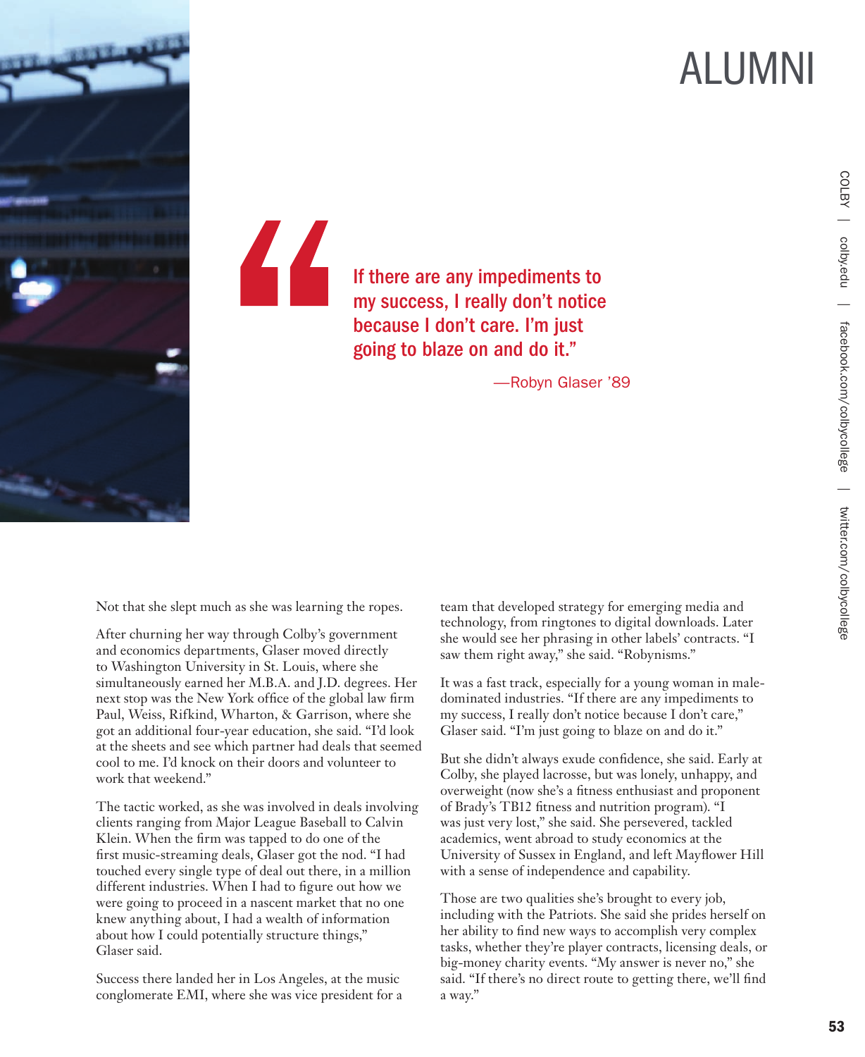# ALUMNI

> If there are any impediments to my success, I really don't notice because I don't care. I'm just going to blaze on and do it."
>
> —Robyn Glaser '89

Not that she slept much as she was learning the ropes.

After churning her way through Colby's government and economics departments, Glaser moved directly to Washington University in St. Louis, where she simultaneously earned her M.B.A. and J.D. degrees. Her next stop was the New York office of the global law firm Paul, Weiss, Rifkind, Wharton, & Garrison, where she got an additional four-year education, she said. "I'd look at the sheets and see which partner had deals that seemed cool to me. I'd knock on their doors and volunteer to work that weekend."

The tactic worked, as she was involved in deals involving clients ranging from Major League Baseball to Calvin Klein. When the firm was tapped to do one of the first music-streaming deals, Glaser got the nod. "I had touched every single type of deal out there, in a million different industries. When I had to figure out how we were going to proceed in a nascent market that no one knew anything about, I had a wealth of information about how I could potentially structure things," Glaser said.

Success there landed her in Los Angeles, at the music conglomerate EMI, where she was vice president for a team that developed strategy for emerging media and technology, from ringtones to digital downloads. Later she would see her phrasing in other labels' contracts. "I saw them right away," she said. "Robynisms."

It was a fast track, especially for a young woman in male-dominated industries. "If there are any impediments to my success, I really don't notice because I don't care," Glaser said. "I'm just going to blaze on and do it."

But she didn't always exude confidence, she said. Early at Colby, she played lacrosse, but was lonely, unhappy, and overweight (now she's a fitness enthusiast and proponent of Brady's TB12 fitness and nutrition program). "I was just very lost," she said. She persevered, tackled academics, went abroad to study economics at the University of Sussex in England, and left Mayflower Hill with a sense of independence and capability.

Those are two qualities she's brought to every job, including with the Patriots. She said she prides herself on her ability to find new ways to accomplish very complex tasks, whether they're player contracts, licensing deals, or big-money charity events. "My answer is never no," she said. "If there's no direct route to getting there, we'll find a way."